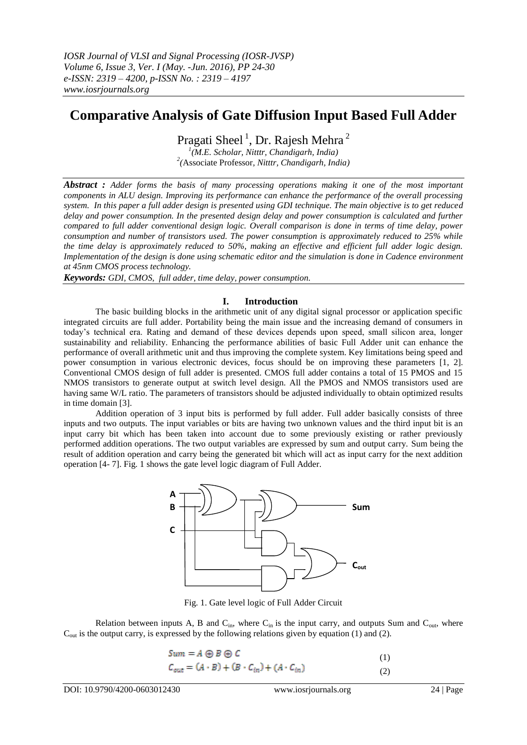# Comparative Analysis of Gate Diffusion Input Based Full Adder

Pragati Sheel [1], Dr. Rajesh Mehra [2]

[1]*(M.E. Scholar, Nitttr, Chandigarh, India)*
[2]*(Associate Professor, Nitttr, Chandigarh, India)*

***Abstract :*** *Adder forms the basis of many processing operations making it one of the most important components in ALU design. Improving its performance can enhance the performance of the overall processing system. In this paper a full adder design is presented using GDI technique. The main objective is to get reduced delay and power consumption. In the presented design delay and power consumption is calculated and further compared to full adder conventional design logic. Overall comparison is done in terms of time delay, power consumption and number of transistors used. The power consumption is approximately reduced to 25% while the time delay is approximately reduced to 50%, making an effective and efficient full adder logic design. Implementation of the design is done using schematic editor and the simulation is done in Cadence environment at 45nm CMOS process technology.*

***Keywords:*** *GDI, CMOS, full adder, time delay, power consumption.*

## I. Introduction

The basic building blocks in the arithmetic unit of any digital signal processor or application specific integrated circuits are full adder. Portability being the main issue and the increasing demand of consumers in today's technical era. Rating and demand of these devices depends upon speed, small silicon area, longer sustainability and reliability. Enhancing the performance abilities of basic Full Adder unit can enhance the performance of overall arithmetic unit and thus improving the complete system. Key limitations being speed and power consumption in various electronic devices, focus should be on improving these parameters [1, 2]. Conventional CMOS design of full adder is presented. CMOS full adder contains a total of 15 PMOS and 15 NMOS transistors to generate output at switch level design. All the PMOS and NMOS transistors used are having same W/L ratio. The parameters of transistors should be adjusted individually to obtain optimized results in time domain [3].

Addition operation of 3 input bits is performed by full adder. Full adder basically consists of three inputs and two outputs. The input variables or bits are having two unknown values and the third input bit is an input carry bit which has been taken into account due to some previously existing or rather previously performed addition operations. The two output variables are expressed by sum and output carry. Sum being the result of addition operation and carry being the generated bit which will act as input carry for the next addition operation [4- 7]. Fig. 1 shows the gate level logic diagram of Full Adder.

Fig. 1. Gate level logic of Full Adder Circuit

Relation between inputs A, B and $C_{in}$, where $C_{in}$ is the input carry, and outputs Sum and $C_{out}$, where $C_{out}$ is the output carry, is expressed by the following relations given by equation (1) and (2).

$$Sum = A \oplus B \oplus C \tag{1}$$

$$C_{out} = (A \cdot B) + (B \cdot C_{in}) + (A \cdot C_{in}) \tag{2}$$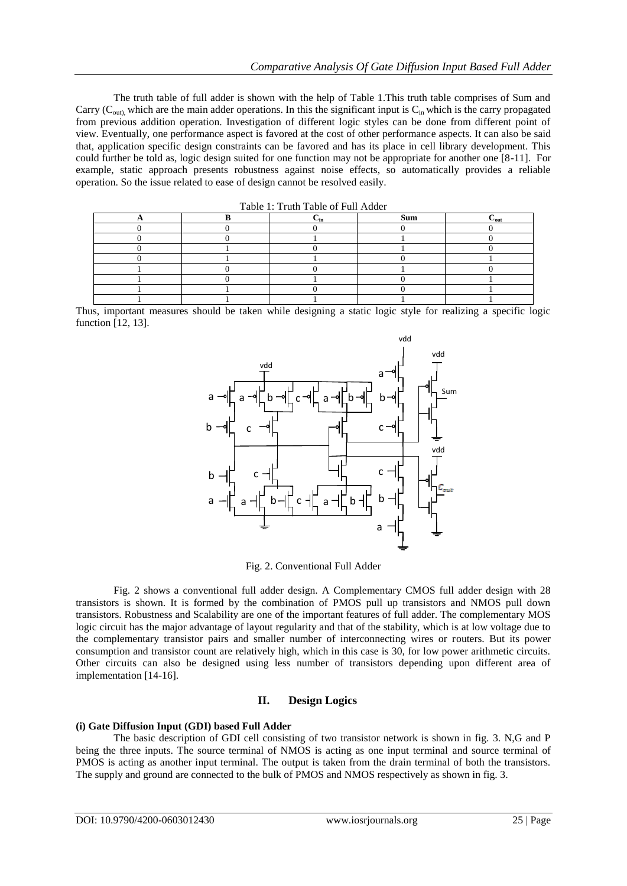The truth table of full adder is shown with the help of Table 1.This truth table comprises of Sum and Carry ($C_{out}$), which are the main adder operations. In this the significant input is $C_{in}$ which is the carry propagated from previous addition operation. Investigation of different logic styles can be done from different point of view. Eventually, one performance aspect is favored at the cost of other performance aspects. It can also be said that, application specific design constraints can be favored and has its place in cell library development. This could further be told as, logic design suited for one function may not be appropriate for another one [8-11]. For example, static approach presents robustness against noise effects, so automatically provides a reliable operation. So the issue related to ease of design cannot be resolved easily.

Table 1: Truth Table of Full Adder

| A | B | $C_{in}$ | Sum | $C_{out}$ |
|---|---|---|---|---|
| 0 | 0 | 0 | 0 | 0 |
| 0 | 0 | 1 | 1 | 0 |
| 0 | 1 | 0 | 1 | 0 |
| 0 | 1 | 1 | 0 | 1 |
| 1 | 0 | 0 | 1 | 0 |
| 1 | 0 | 1 | 0 | 1 |
| 1 | 1 | 0 | 0 | 1 |
| 1 | 1 | 1 | 1 | 1 |

Thus, important measures should be taken while designing a static logic style for realizing a specific logic function [12, 13].

Fig. 2. Conventional Full Adder

Fig. 2 shows a conventional full adder design. A Complementary CMOS full adder design with 28 transistors is shown. It is formed by the combination of PMOS pull up transistors and NMOS pull down transistors. Robustness and Scalability are one of the important features of full adder. The complementary MOS logic circuit has the major advantage of layout regularity and that of the stability, which is at low voltage due to the complementary transistor pairs and smaller number of interconnecting wires or routers. But its power consumption and transistor count are relatively high, which in this case is 30, for low power arithmetic circuits. Other circuits can also be designed using less number of transistors depending upon different area of implementation [14-16].

## II. Design Logics

**(i) Gate Diffusion Input (GDI) based Full Adder**

The basic description of GDI cell consisting of two transistor network is shown in fig. 3. N,G and P being the three inputs. The source terminal of NMOS is acting as one input terminal and source terminal of PMOS is acting as another input terminal. The output is taken from the drain terminal of both the transistors. The supply and ground are connected to the bulk of PMOS and NMOS respectively as shown in fig. 3.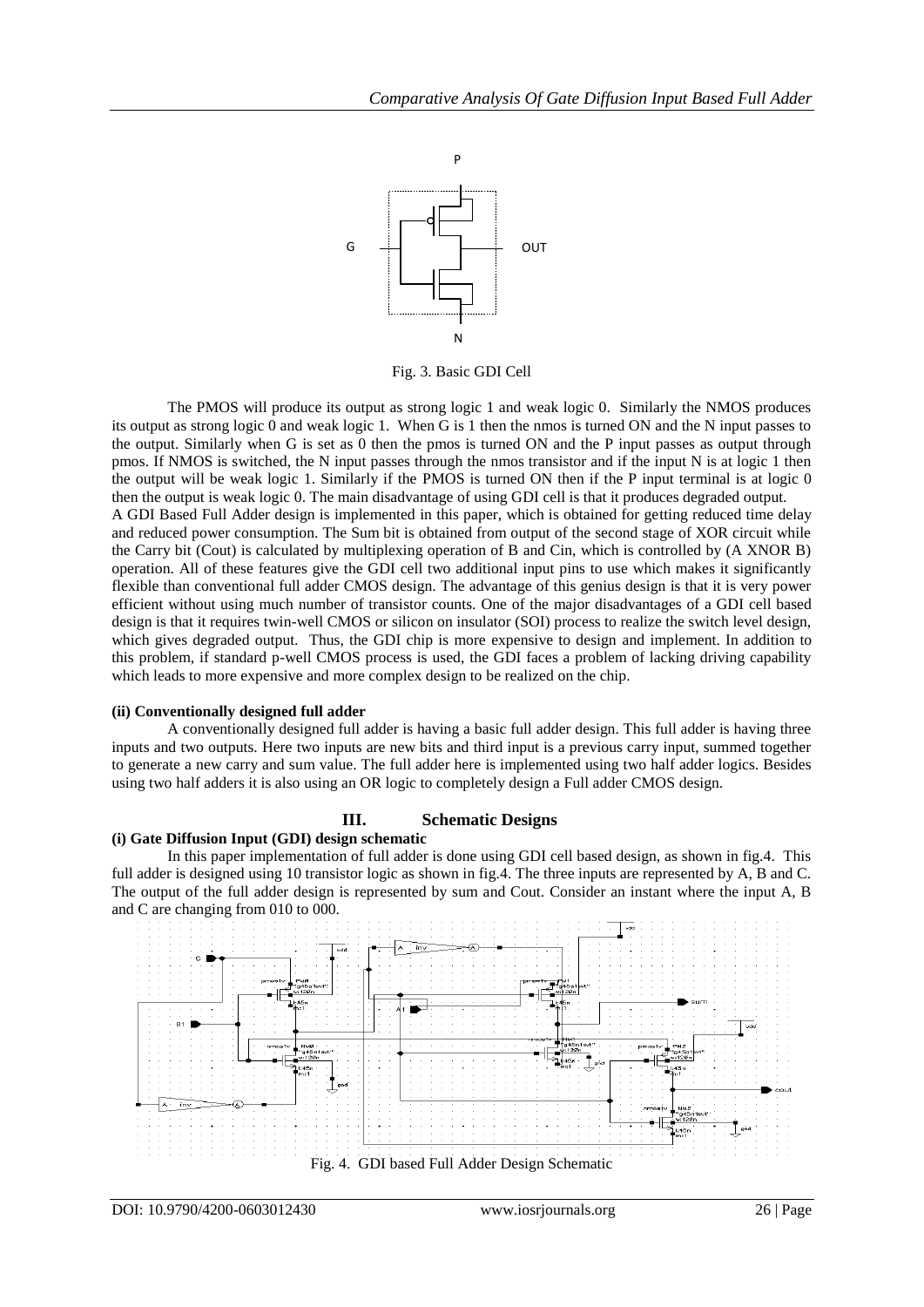Fig. 3. Basic GDI Cell

The PMOS will produce its output as strong logic 1 and weak logic 0. Similarly the NMOS produces its output as strong logic 0 and weak logic 1. When G is 1 then the nmos is turned ON and the N input passes to the output. Similarly when G is set as 0 then the pmos is turned ON and the P input passes as output through pmos. If NMOS is switched, the N input passes through the nmos transistor and if the input N is at logic 1 then the output will be weak logic 1. Similarly if the PMOS is turned ON then if the P input terminal is at logic 0 then the output is weak logic 0. The main disadvantage of using GDI cell is that it produces degraded output.

A GDI Based Full Adder design is implemented in this paper, which is obtained for getting reduced time delay and reduced power consumption. The Sum bit is obtained from output of the second stage of XOR circuit while the Carry bit (Cout) is calculated by multiplexing operation of B and Cin, which is controlled by (A XNOR B) operation. All of these features give the GDI cell two additional input pins to use which makes it significantly flexible than conventional full adder CMOS design. The advantage of this genius design is that it is very power efficient without using much number of transistor counts. One of the major disadvantages of a GDI cell based design is that it requires twin-well CMOS or silicon on insulator (SOI) process to realize the switch level design, which gives degraded output. Thus, the GDI chip is more expensive to design and implement. In addition to this problem, if standard p-well CMOS process is used, the GDI faces a problem of lacking driving capability which leads to more expensive and more complex design to be realized on the chip.

**(ii) Conventionally designed full adder**

A conventionally designed full adder is having a basic full adder design. This full adder is having three inputs and two outputs. Here two inputs are new bits and third input is a previous carry input, summed together to generate a new carry and sum value. The full adder here is implemented using two half adder logics. Besides using two half adders it is also using an OR logic to completely design a Full adder CMOS design.

## III. Schematic Designs

**(i) Gate Diffusion Input (GDI) design schematic**

In this paper implementation of full adder is done using GDI cell based design, as shown in fig.4. This full adder is designed using 10 transistor logic as shown in fig.4. The three inputs are represented by A, B and C. The output of the full adder design is represented by sum and Cout. Consider an instant where the input A, B and C are changing from 010 to 000.

Fig. 4. GDI based Full Adder Design Schematic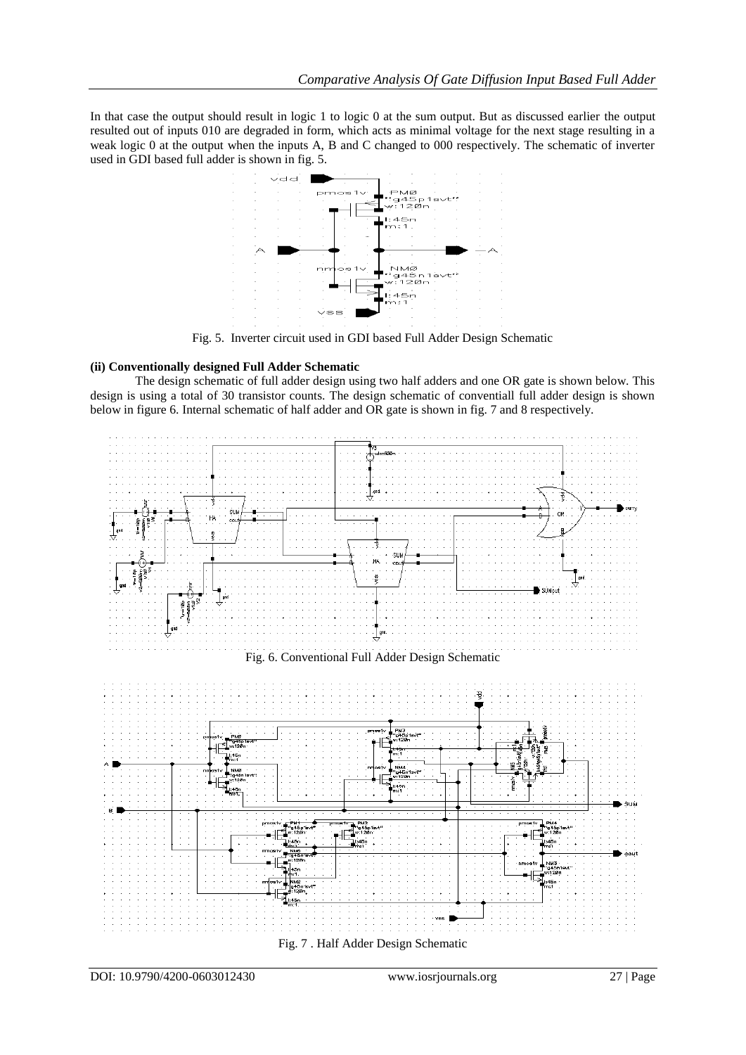In that case the output should result in logic 1 to logic 0 at the sum output. But as discussed earlier the output resulted out of inputs 010 are degraded in form, which acts as minimal voltage for the next stage resulting in a weak logic 0 at the output when the inputs A, B and C changed to 000 respectively. The schematic of inverter used in GDI based full adder is shown in fig. 5.

Fig. 5. Inverter circuit used in GDI based Full Adder Design Schematic

**(ii) Conventionally designed Full Adder Schematic**

The design schematic of full adder design using two half adders and one OR gate is shown below. This design is using a total of 30 transistor counts. The design schematic of conventiall full adder design is shown below in figure 6. Internal schematic of half adder and OR gate is shown in fig. 7 and 8 respectively.

Fig. 6. Conventional Full Adder Design Schematic

Fig. 7 . Half Adder Design Schematic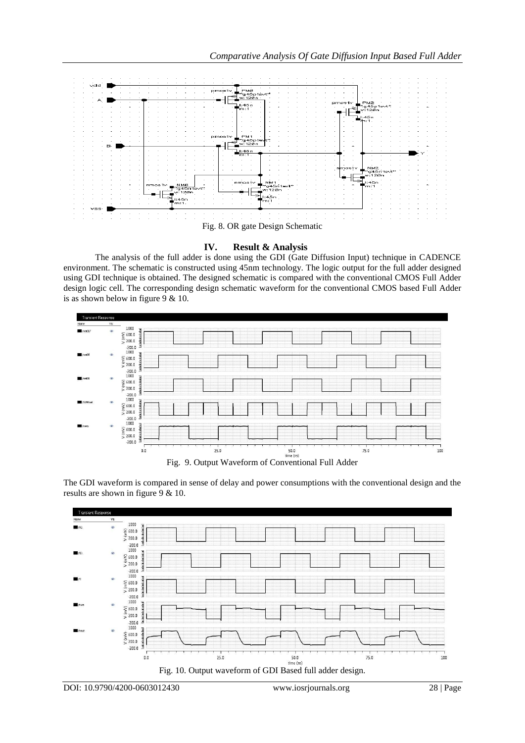Fig. 8. OR gate Design Schematic

## IV. Result & Analysis

The analysis of the full adder is done using the GDI (Gate Diffusion Input) technique in CADENCE environment. The schematic is constructed using 45nm technology. The logic output for the full adder designed using GDI technique is obtained. The designed schematic is compared with the conventional CMOS Full Adder design logic cell. The corresponding design schematic waveform for the conventional CMOS based Full Adder is as shown below in figure 9 & 10.

Fig. 9. Output Waveform of Conventional Full Adder

The GDI waveform is compared in sense of delay and power consumptions with the conventional design and the results are shown in figure 9 & 10.

Fig. 10. Output waveform of GDI Based full adder design.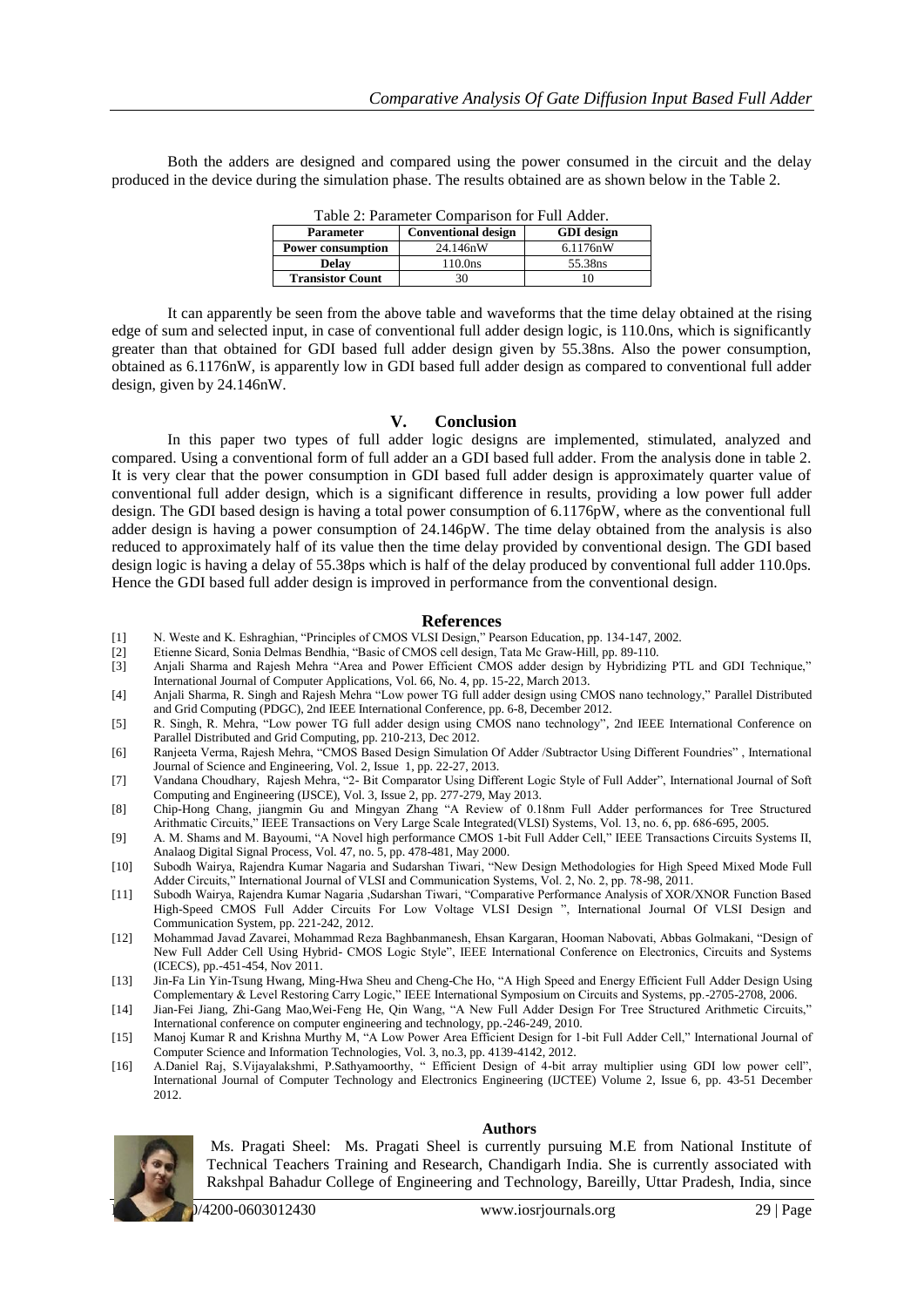Both the adders are designed and compared using the power consumed in the circuit and the delay produced in the device during the simulation phase. The results obtained are as shown below in the Table 2.

Table 2: Parameter Comparison for Full Adder.

| Parameter | Conventional design | GDI design |
|---|---|---|
| **Power consumption** | 24.146nW | 6.1176nW |
| **Delay** | 110.0ns | 55.38ns |
| **Transistor Count** | 30 | 10 |

It can apparently be seen from the above table and waveforms that the time delay obtained at the rising edge of sum and selected input, in case of conventional full adder design logic, is 110.0ns, which is significantly greater than that obtained for GDI based full adder design given by 55.38ns. Also the power consumption, obtained as 6.1176nW, is apparently low in GDI based full adder design as compared to conventional full adder design, given by 24.146nW.

## V. Conclusion

In this paper two types of full adder logic designs are implemented, stimulated, analyzed and compared. Using a conventional form of full adder an a GDI based full adder. From the analysis done in table 2. It is very clear that the power consumption in GDI based full adder design is approximately quarter value of conventional full adder design, which is a significant difference in results, providing a low power full adder design. The GDI based design is having a total power consumption of 6.1176pW, where as the conventional full adder design is having a power consumption of 24.146pW. The time delay obtained from the analysis is also reduced to approximately half of its value then the time delay provided by conventional design. The GDI based design logic is having a delay of 55.38ps which is half of the delay produced by conventional full adder 110.0ps. Hence the GDI based full adder design is improved in performance from the conventional design.

## References

[1] N. Weste and K. Eshraghian, "Principles of CMOS VLSI Design," Pearson Education, pp. 134-147, 2002.

[2] Etienne Sicard, Sonia Delmas Bendhia, "Basic of CMOS cell design, Tata Mc Graw-Hill, pp. 89-110.

[3] Anjali Sharma and Rajesh Mehra "Area and Power Efficient CMOS adder design by Hybridizing PTL and GDI Technique," International Journal of Computer Applications, Vol. 66, No. 4, pp. 15-22, March 2013.

[4] Anjali Sharma, R. Singh and Rajesh Mehra "Low power TG full adder design using CMOS nano technology," Parallel Distributed and Grid Computing (PDGC), 2nd IEEE International Conference, pp. 6-8, December 2012.

[5] R. Singh, R. Mehra, "Low power TG full adder design using CMOS nano technology", 2nd IEEE International Conference on Parallel Distributed and Grid Computing, pp. 210-213, Dec 2012.

[6] Ranjeeta Verma, Rajesh Mehra, "CMOS Based Design Simulation Of Adder /Subtractor Using Different Foundries" , International Journal of Science and Engineering, Vol. 2, Issue 1, pp. 22-27, 2013.

[7] Vandana Choudhary, Rajesh Mehra, "2- Bit Comparator Using Different Logic Style of Full Adder", International Journal of Soft Computing and Engineering (IJSCE), Vol. 3, Issue 2, pp. 277-279, May 2013.

[8] Chip-Hong Chang, jiangmin Gu and Mingyan Zhang "A Review of 0.18nm Full Adder performances for Tree Structured Arithmatic Circuits," IEEE Transactions on Very Large Scale Integrated(VLSI) Systems, Vol. 13, no. 6, pp. 686-695, 2005.

[9] A. M. Shams and M. Bayoumi, "A Novel high performance CMOS 1-bit Full Adder Cell," IEEE Transactions Circuits Systems II, Analaog Digital Signal Process, Vol. 47, no. 5, pp. 478-481, May 2000.

[10] Subodh Wairya, Rajendra Kumar Nagaria and Sudarshan Tiwari, "New Design Methodologies for High Speed Mixed Mode Full Adder Circuits," International Journal of VLSI and Communication Systems, Vol. 2, No. 2, pp. 78-98, 2011.

[11] Subodh Wairya, Rajendra Kumar Nagaria ,Sudarshan Tiwari, "Comparative Performance Analysis of XOR/XNOR Function Based High-Speed CMOS Full Adder Circuits For Low Voltage VLSI Design ", International Journal Of VLSI Design and Communication System, pp. 221-242, 2012.

[12] Mohammad Javad Zavarei, Mohammad Reza Baghbanmanesh, Ehsan Kargaran, Hooman Nabovati, Abbas Golmakani, "Design of New Full Adder Cell Using Hybrid- CMOS Logic Style", IEEE International Conference on Electronics, Circuits and Systems (ICECS), pp.-451-454, Nov 2011.

[13] Jin-Fa Lin Yin-Tsung Hwang, Ming-Hwa Sheu and Cheng-Che Ho, "A High Speed and Energy Efficient Full Adder Design Using Complementary & Level Restoring Carry Logic," IEEE International Symposium on Circuits and Systems, pp.-2705-2708, 2006.

[14] Jian-Fei Jiang, Zhi-Gang Mao,Wei-Feng He, Qin Wang, "A New Full Adder Design For Tree Structured Arithmetic Circuits," International conference on computer engineering and technology, pp.-246-249, 2010.

[15] Manoj Kumar R and Krishna Murthy M, "A Low Power Area Efficient Design for 1-bit Full Adder Cell," International Journal of Computer Science and Information Technologies, Vol. 3, no.3, pp. 4139-4142, 2012.

[16] A.Daniel Raj, S.Vijayalakshmi, P.Sathyamoorthy, " Efficient Design of 4-bit array multiplier using GDI low power cell", International Journal of Computer Technology and Electronics Engineering (IJCTEE) Volume 2, Issue 6, pp. 43-51 December 2012.

## Authors

Ms. Pragati Sheel: Ms. Pragati Sheel is currently pursuing M.E from National Institute of Technical Teachers Training and Research, Chandigarh India. She is currently associated with Rakshpal Bahadur College of Engineering and Technology, Bareilly, Uttar Pradesh, India, since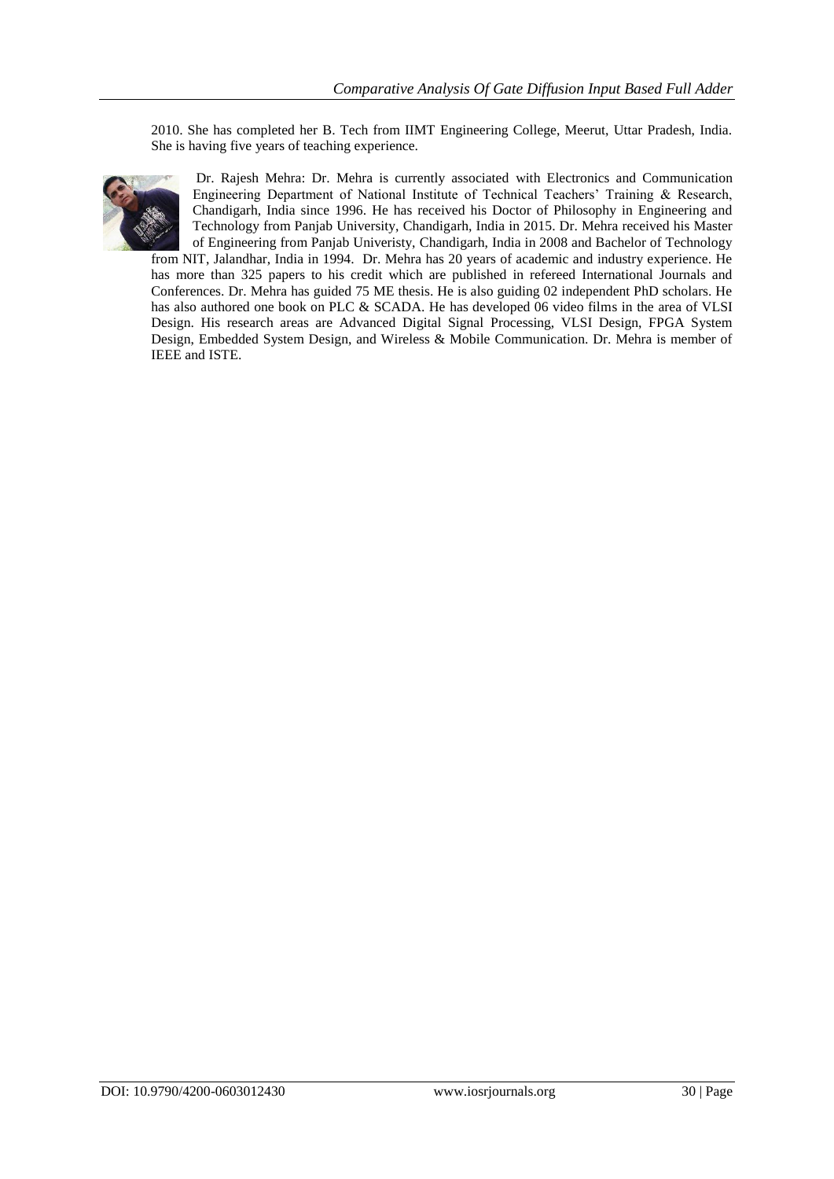2010. She has completed her B. Tech from IIMT Engineering College, Meerut, Uttar Pradesh, India. She is having five years of teaching experience.

Dr. Rajesh Mehra: Dr. Mehra is currently associated with Electronics and Communication Engineering Department of National Institute of Technical Teachers' Training & Research, Chandigarh, India since 1996. He has received his Doctor of Philosophy in Engineering and Technology from Panjab University, Chandigarh, India in 2015. Dr. Mehra received his Master of Engineering from Panjab Univeristy, Chandigarh, India in 2008 and Bachelor of Technology from NIT, Jalandhar, India in 1994. Dr. Mehra has 20 years of academic and industry experience. He has more than 325 papers to his credit which are published in refereed International Journals and Conferences. Dr. Mehra has guided 75 ME thesis. He is also guiding 02 independent PhD scholars. He has also authored one book on PLC & SCADA. He has developed 06 video films in the area of VLSI Design. His research areas are Advanced Digital Signal Processing, VLSI Design, FPGA System Design, Embedded System Design, and Wireless & Mobile Communication. Dr. Mehra is member of IEEE and ISTE.